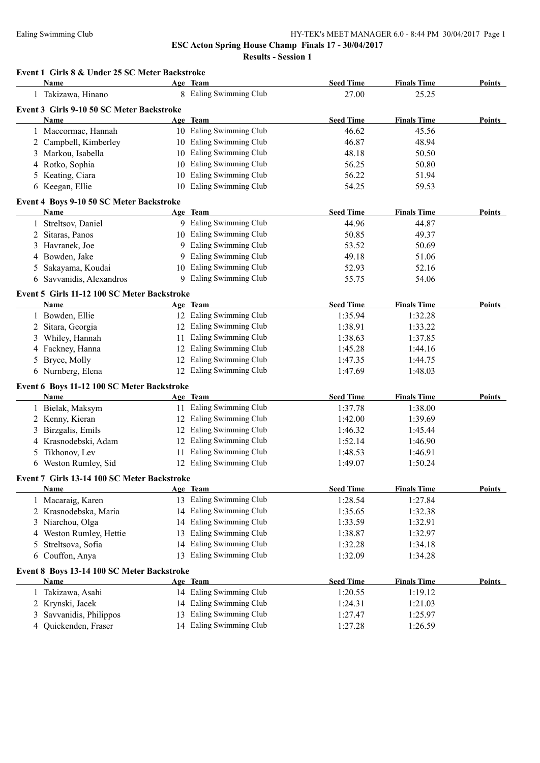# ESC Acton Spring House Champ Finals 17 - 30/04/2017

## Results - Session 1

### Event 1 Girls 8 & Under 25 SC Meter Backstroke

| | Name | Age | Team | Seed Time | Finals Time | Points |
|---|---|---|---|---|---|---|
| 1 | Takizawa, Hinano | 8 | Ealing Swimming Club | 27.00 | 25.25 | |

### Event 3 Girls 9-10 50 SC Meter Backstroke

| | Name | Age | Team | Seed Time | Finals Time | Points |
|---|---|---|---|---|---|---|
| 1 | Maccormac, Hannah | 10 | Ealing Swimming Club | 46.62 | 45.56 | |
| 2 | Campbell, Kimberley | 10 | Ealing Swimming Club | 46.87 | 48.94 | |
| 3 | Markou, Isabella | 10 | Ealing Swimming Club | 48.18 | 50.50 | |
| 4 | Rotko, Sophia | 10 | Ealing Swimming Club | 56.25 | 50.80 | |
| 5 | Keating, Ciara | 10 | Ealing Swimming Club | 56.22 | 51.94 | |
| 6 | Keegan, Ellie | 10 | Ealing Swimming Club | 54.25 | 59.53 | |

### Event 4 Boys 9-10 50 SC Meter Backstroke

| | Name | Age | Team | Seed Time | Finals Time | Points |
|---|---|---|---|---|---|---|
| 1 | Streltsov, Daniel | 9 | Ealing Swimming Club | 44.96 | 44.87 | |
| 2 | Sitaras, Panos | 10 | Ealing Swimming Club | 50.85 | 49.37 | |
| 3 | Havranek, Joe | 9 | Ealing Swimming Club | 53.52 | 50.69 | |
| 4 | Bowden, Jake | 9 | Ealing Swimming Club | 49.18 | 51.06 | |
| 5 | Sakayama, Koudai | 10 | Ealing Swimming Club | 52.93 | 52.16 | |
| 6 | Savvanidis, Alexandros | 9 | Ealing Swimming Club | 55.75 | 54.06 | |

### Event 5 Girls 11-12 100 SC Meter Backstroke

| | Name | Age | Team | Seed Time | Finals Time | Points |
|---|---|---|---|---|---|---|
| 1 | Bowden, Ellie | 12 | Ealing Swimming Club | 1:35.94 | 1:32.28 | |
| 2 | Sitara, Georgia | 12 | Ealing Swimming Club | 1:38.91 | 1:33.22 | |
| 3 | Whiley, Hannah | 11 | Ealing Swimming Club | 1:38.63 | 1:37.85 | |
| 4 | Fackney, Hanna | 12 | Ealing Swimming Club | 1:45.28 | 1:44.16 | |
| 5 | Bryce, Molly | 12 | Ealing Swimming Club | 1:47.35 | 1:44.75 | |
| 6 | Nurnberg, Elena | 12 | Ealing Swimming Club | 1:47.69 | 1:48.03 | |

### Event 6 Boys 11-12 100 SC Meter Backstroke

| | Name | Age | Team | Seed Time | Finals Time | Points |
|---|---|---|---|---|---|---|
| 1 | Bielak, Maksym | 11 | Ealing Swimming Club | 1:37.78 | 1:38.00 | |
| 2 | Kenny, Kieran | 12 | Ealing Swimming Club | 1:42.00 | 1:39.69 | |
| 3 | Birzgalis, Emils | 12 | Ealing Swimming Club | 1:46.32 | 1:45.44 | |
| 4 | Krasnodebski, Adam | 12 | Ealing Swimming Club | 1:52.14 | 1:46.90 | |
| 5 | Tikhonov, Lev | 11 | Ealing Swimming Club | 1:48.53 | 1:46.91 | |
| 6 | Weston Rumley, Sid | 12 | Ealing Swimming Club | 1:49.07 | 1:50.24 | |

### Event 7 Girls 13-14 100 SC Meter Backstroke

| | Name | Age | Team | Seed Time | Finals Time | Points |
|---|---|---|---|---|---|---|
| 1 | Macaraig, Karen | 13 | Ealing Swimming Club | 1:28.54 | 1:27.84 | |
| 2 | Krasnodebska, Maria | 14 | Ealing Swimming Club | 1:35.65 | 1:32.38 | |
| 3 | Niarchou, Olga | 14 | Ealing Swimming Club | 1:33.59 | 1:32.91 | |
| 4 | Weston Rumley, Hettie | 13 | Ealing Swimming Club | 1:38.87 | 1:32.97 | |
| 5 | Streltsova, Sofia | 14 | Ealing Swimming Club | 1:32.28 | 1:34.18 | |
| 6 | Couffon, Anya | 13 | Ealing Swimming Club | 1:32.09 | 1:34.28 | |

### Event 8 Boys 13-14 100 SC Meter Backstroke

| | Name | Age | Team | Seed Time | Finals Time | Points |
|---|---|---|---|---|---|---|
| 1 | Takizawa, Asahi | 14 | Ealing Swimming Club | 1:20.55 | 1:19.12 | |
| 2 | Krynski, Jacek | 14 | Ealing Swimming Club | 1:24.31 | 1:21.03 | |
| 3 | Savvanidis, Philippos | 13 | Ealing Swimming Club | 1:27.47 | 1:25.97 | |
| 4 | Quickenden, Fraser | 14 | Ealing Swimming Club | 1:27.28 | 1:26.59 | |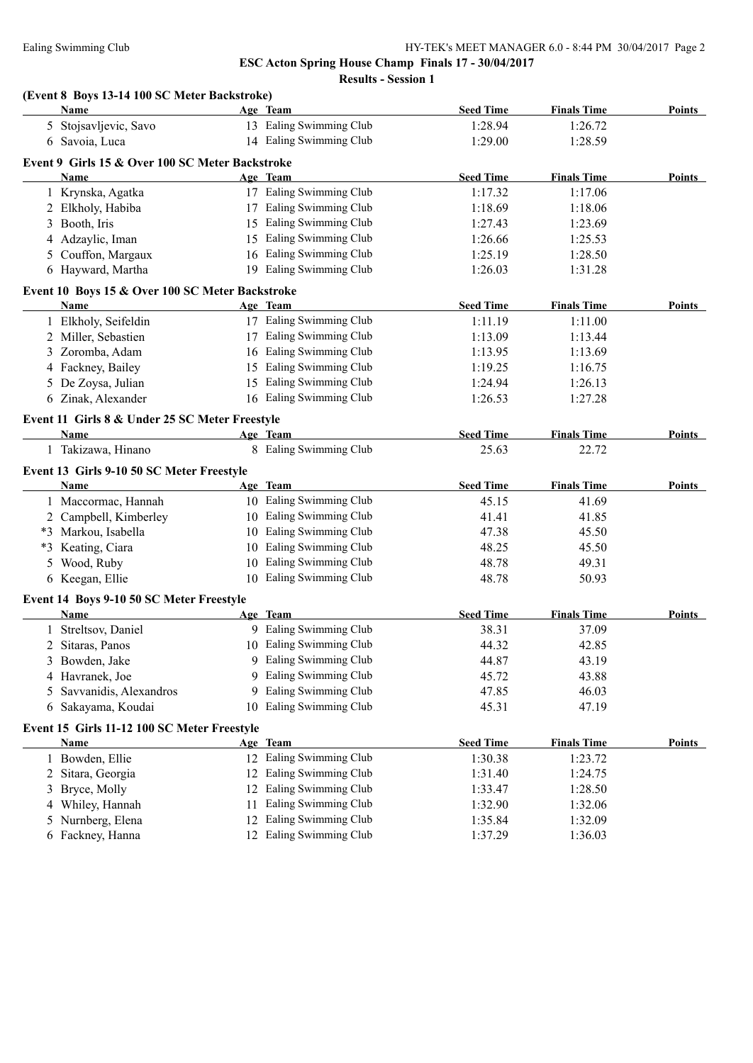**ESC Acton Spring House Champ Finals 17 - 30/04/2017**

**Results - Session 1**

### (Event 8 Boys 13-14 100 SC Meter Backstroke)

| | Name | Age | Team | Seed Time | Finals Time | Points |
|---|---|---|---|---|---|---|
| 5 | Stojsavljevic, Savo | 13 | Ealing Swimming Club | 1:28.94 | 1:26.72 | |
| 6 | Savoia, Luca | 14 | Ealing Swimming Club | 1:29.00 | 1:28.59 | |

### Event 9 Girls 15 & Over 100 SC Meter Backstroke

| | Name | Age | Team | Seed Time | Finals Time | Points |
|---|---|---|---|---|---|---|
| 1 | Krynska, Agatka | 17 | Ealing Swimming Club | 1:17.32 | 1:17.06 | |
| 2 | Elkholy, Habiba | 17 | Ealing Swimming Club | 1:18.69 | 1:18.06 | |
| 3 | Booth, Iris | 15 | Ealing Swimming Club | 1:27.43 | 1:23.69 | |
| 4 | Adzaylic, Iman | 15 | Ealing Swimming Club | 1:26.66 | 1:25.53 | |
| 5 | Couffon, Margaux | 16 | Ealing Swimming Club | 1:25.19 | 1:28.50 | |
| 6 | Hayward, Martha | 19 | Ealing Swimming Club | 1:26.03 | 1:31.28 | |

### Event 10 Boys 15 & Over 100 SC Meter Backstroke

| | Name | Age | Team | Seed Time | Finals Time | Points |
|---|---|---|---|---|---|---|
| 1 | Elkholy, Seifeldin | 17 | Ealing Swimming Club | 1:11.19 | 1:11.00 | |
| 2 | Miller, Sebastien | 17 | Ealing Swimming Club | 1:13.09 | 1:13.44 | |
| 3 | Zoromba, Adam | 16 | Ealing Swimming Club | 1:13.95 | 1:13.69 | |
| 4 | Fackney, Bailey | 15 | Ealing Swimming Club | 1:19.25 | 1:16.75 | |
| 5 | De Zoysa, Julian | 15 | Ealing Swimming Club | 1:24.94 | 1:26.13 | |
| 6 | Zinak, Alexander | 16 | Ealing Swimming Club | 1:26.53 | 1:27.28 | |

### Event 11 Girls 8 & Under 25 SC Meter Freestyle

| | Name | Age | Team | Seed Time | Finals Time | Points |
|---|---|---|---|---|---|---|
| 1 | Takizawa, Hinano | 8 | Ealing Swimming Club | 25.63 | 22.72 | |

### Event 13 Girls 9-10 50 SC Meter Freestyle

| | Name | Age | Team | Seed Time | Finals Time | Points |
|---|---|---|---|---|---|---|
| 1 | Maccormac, Hannah | 10 | Ealing Swimming Club | 45.15 | 41.69 | |
| 2 | Campbell, Kimberley | 10 | Ealing Swimming Club | 41.41 | 41.85 | |
| *3 | Markou, Isabella | 10 | Ealing Swimming Club | 47.38 | 45.50 | |
| *3 | Keating, Ciara | 10 | Ealing Swimming Club | 48.25 | 45.50 | |
| 5 | Wood, Ruby | 10 | Ealing Swimming Club | 48.78 | 49.31 | |
| 6 | Keegan, Ellie | 10 | Ealing Swimming Club | 48.78 | 50.93 | |

### Event 14 Boys 9-10 50 SC Meter Freestyle

| | Name | Age | Team | Seed Time | Finals Time | Points |
|---|---|---|---|---|---|---|
| 1 | Streltsov, Daniel | 9 | Ealing Swimming Club | 38.31 | 37.09 | |
| 2 | Sitaras, Panos | 10 | Ealing Swimming Club | 44.32 | 42.85 | |
| 3 | Bowden, Jake | 9 | Ealing Swimming Club | 44.87 | 43.19 | |
| 4 | Havranek, Joe | 9 | Ealing Swimming Club | 45.72 | 43.88 | |
| 5 | Savvanidis, Alexandros | 9 | Ealing Swimming Club | 47.85 | 46.03 | |
| 6 | Sakayama, Koudai | 10 | Ealing Swimming Club | 45.31 | 47.19 | |

### Event 15 Girls 11-12 100 SC Meter Freestyle

| | Name | Age | Team | Seed Time | Finals Time | Points |
|---|---|---|---|---|---|---|
| 1 | Bowden, Ellie | 12 | Ealing Swimming Club | 1:30.38 | 1:23.72 | |
| 2 | Sitara, Georgia | 12 | Ealing Swimming Club | 1:31.40 | 1:24.75 | |
| 3 | Bryce, Molly | 12 | Ealing Swimming Club | 1:33.47 | 1:28.50 | |
| 4 | Whiley, Hannah | 11 | Ealing Swimming Club | 1:32.90 | 1:32.06 | |
| 5 | Nurnberg, Elena | 12 | Ealing Swimming Club | 1:35.84 | 1:32.09 | |
| 6 | Fackney, Hanna | 12 | Ealing Swimming Club | 1:37.29 | 1:36.03 | |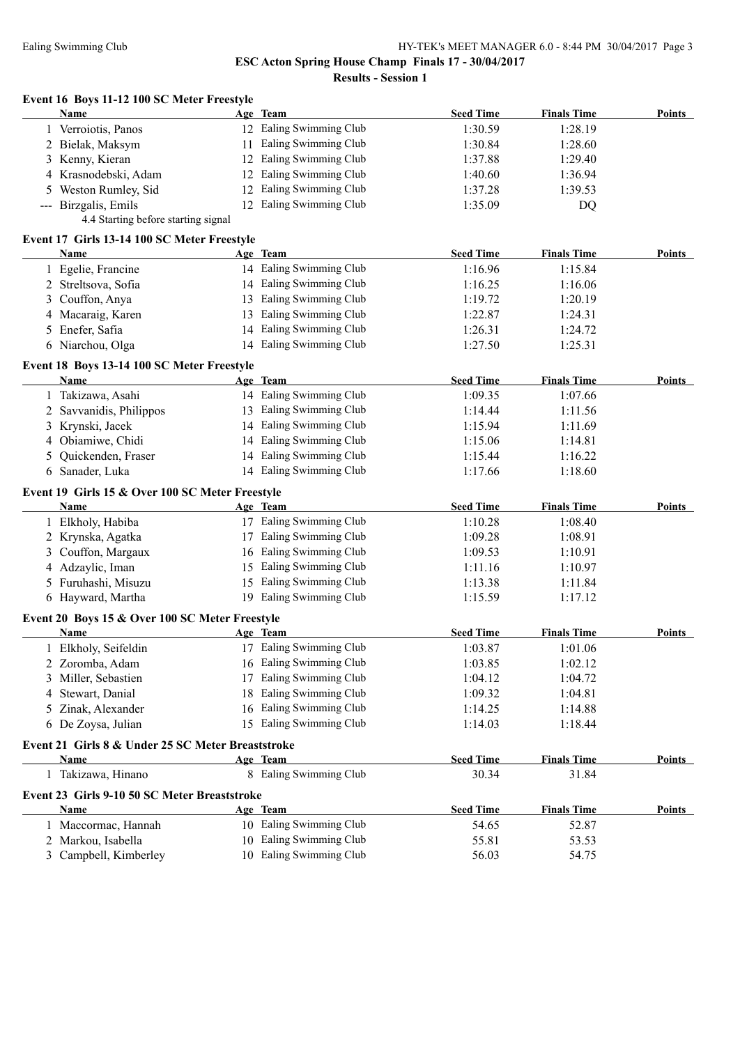## ESC Acton Spring House Champ Finals 17 - 30/04/2017

### Results - Session 1

#### Event 16 Boys 11-12 100 SC Meter Freestyle

| | Name | Age | Team | Seed Time | Finals Time | Points |
|---|---|---|---|---|---|---|
| 1 | Verroiotis, Panos | 12 | Ealing Swimming Club | 1:30.59 | 1:28.19 | |
| 2 | Bielak, Maksym | 11 | Ealing Swimming Club | 1:30.84 | 1:28.60 | |
| 3 | Kenny, Kieran | 12 | Ealing Swimming Club | 1:37.88 | 1:29.40 | |
| 4 | Krasnodebski, Adam | 12 | Ealing Swimming Club | 1:40.60 | 1:36.94 | |
| 5 | Weston Rumley, Sid | 12 | Ealing Swimming Club | 1:37.28 | 1:39.53 | |
| --- | Birzgalis, Emils | 12 | Ealing Swimming Club | 1:35.09 | DQ | |

4.4 Starting before starting signal

#### Event 17 Girls 13-14 100 SC Meter Freestyle

| | Name | Age | Team | Seed Time | Finals Time | Points |
|---|---|---|---|---|---|---|
| 1 | Egelie, Francine | 14 | Ealing Swimming Club | 1:16.96 | 1:15.84 | |
| 2 | Streltsova, Sofia | 14 | Ealing Swimming Club | 1:16.25 | 1:16.06 | |
| 3 | Couffon, Anya | 13 | Ealing Swimming Club | 1:19.72 | 1:20.19 | |
| 4 | Macaraig, Karen | 13 | Ealing Swimming Club | 1:22.87 | 1:24.31 | |
| 5 | Enefer, Safia | 14 | Ealing Swimming Club | 1:26.31 | 1:24.72 | |
| 6 | Niarchou, Olga | 14 | Ealing Swimming Club | 1:27.50 | 1:25.31 | |

#### Event 18 Boys 13-14 100 SC Meter Freestyle

| | Name | Age | Team | Seed Time | Finals Time | Points |
|---|---|---|---|---|---|---|
| 1 | Takizawa, Asahi | 14 | Ealing Swimming Club | 1:09.35 | 1:07.66 | |
| 2 | Savvanidis, Philippos | 13 | Ealing Swimming Club | 1:14.44 | 1:11.56 | |
| 3 | Krynski, Jacek | 14 | Ealing Swimming Club | 1:15.94 | 1:11.69 | |
| 4 | Obiamiwe, Chidi | 14 | Ealing Swimming Club | 1:15.06 | 1:14.81 | |
| 5 | Quickenden, Fraser | 14 | Ealing Swimming Club | 1:15.44 | 1:16.22 | |
| 6 | Sanader, Luka | 14 | Ealing Swimming Club | 1:17.66 | 1:18.60 | |

#### Event 19 Girls 15 & Over 100 SC Meter Freestyle

| | Name | Age | Team | Seed Time | Finals Time | Points |
|---|---|---|---|---|---|---|
| 1 | Elkholy, Habiba | 17 | Ealing Swimming Club | 1:10.28 | 1:08.40 | |
| 2 | Krynska, Agatka | 17 | Ealing Swimming Club | 1:09.28 | 1:08.91 | |
| 3 | Couffon, Margaux | 16 | Ealing Swimming Club | 1:09.53 | 1:10.91 | |
| 4 | Adzaylic, Iman | 15 | Ealing Swimming Club | 1:11.16 | 1:10.97 | |
| 5 | Furuhashi, Misuzu | 15 | Ealing Swimming Club | 1:13.38 | 1:11.84 | |
| 6 | Hayward, Martha | 19 | Ealing Swimming Club | 1:15.59 | 1:17.12 | |

#### Event 20 Boys 15 & Over 100 SC Meter Freestyle

| | Name | Age | Team | Seed Time | Finals Time | Points |
|---|---|---|---|---|---|---|
| 1 | Elkholy, Seifeldin | 17 | Ealing Swimming Club | 1:03.87 | 1:01.06 | |
| 2 | Zoromba, Adam | 16 | Ealing Swimming Club | 1:03.85 | 1:02.12 | |
| 3 | Miller, Sebastien | 17 | Ealing Swimming Club | 1:04.12 | 1:04.72 | |
| 4 | Stewart, Danial | 18 | Ealing Swimming Club | 1:09.32 | 1:04.81 | |
| 5 | Zinak, Alexander | 16 | Ealing Swimming Club | 1:14.25 | 1:14.88 | |
| 6 | De Zoysa, Julian | 15 | Ealing Swimming Club | 1:14.03 | 1:18.44 | |

#### Event 21 Girls 8 & Under 25 SC Meter Breaststroke

| | Name | Age | Team | Seed Time | Finals Time | Points |
|---|---|---|---|---|---|---|
| 1 | Takizawa, Hinano | 8 | Ealing Swimming Club | 30.34 | 31.84 | |

#### Event 23 Girls 9-10 50 SC Meter Breaststroke

| | Name | Age | Team | Seed Time | Finals Time | Points |
|---|---|---|---|---|---|---|
| 1 | Maccormac, Hannah | 10 | Ealing Swimming Club | 54.65 | 52.87 | |
| 2 | Markou, Isabella | 10 | Ealing Swimming Club | 55.81 | 53.53 | |
| 3 | Campbell, Kimberley | 10 | Ealing Swimming Club | 56.03 | 54.75 | |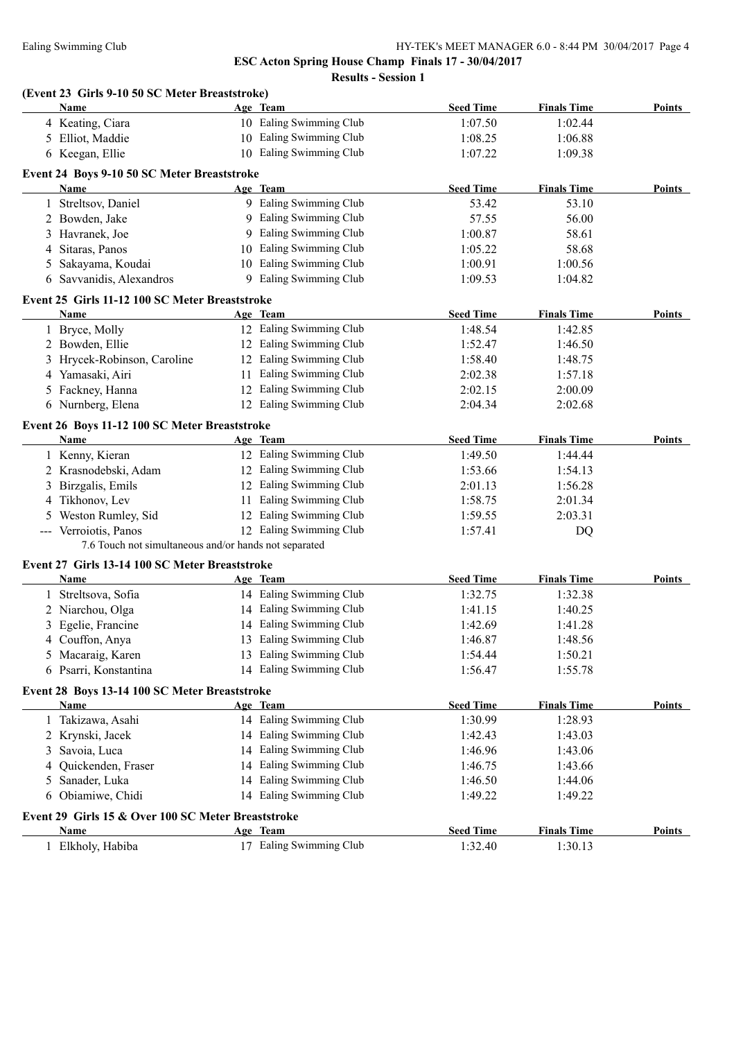**ESC Acton Spring House Champ Finals 17 - 30/04/2017**

**Results - Session 1**

### (Event 23 Girls 9-10 50 SC Meter Breaststroke)

| | Name | Age | Team | Seed Time | Finals Time | Points |
|---|---|---|---|---|---|---|
| 4 | Keating, Ciara | 10 | Ealing Swimming Club | 1:07.50 | 1:02.44 | |
| 5 | Elliot, Maddie | 10 | Ealing Swimming Club | 1:08.25 | 1:06.88 | |
| 6 | Keegan, Ellie | 10 | Ealing Swimming Club | 1:07.22 | 1:09.38 | |

### Event 24 Boys 9-10 50 SC Meter Breaststroke

| | Name | Age | Team | Seed Time | Finals Time | Points |
|---|---|---|---|---|---|---|
| 1 | Streltsov, Daniel | 9 | Ealing Swimming Club | 53.42 | 53.10 | |
| 2 | Bowden, Jake | 9 | Ealing Swimming Club | 57.55 | 56.00 | |
| 3 | Havranek, Joe | 9 | Ealing Swimming Club | 1:00.87 | 58.61 | |
| 4 | Sitaras, Panos | 10 | Ealing Swimming Club | 1:05.22 | 58.68 | |
| 5 | Sakayama, Koudai | 10 | Ealing Swimming Club | 1:00.91 | 1:00.56 | |
| 6 | Savvanidis, Alexandros | 9 | Ealing Swimming Club | 1:09.53 | 1:04.82 | |

### Event 25 Girls 11-12 100 SC Meter Breaststroke

| | Name | Age | Team | Seed Time | Finals Time | Points |
|---|---|---|---|---|---|---|
| 1 | Bryce, Molly | 12 | Ealing Swimming Club | 1:48.54 | 1:42.85 | |
| 2 | Bowden, Ellie | 12 | Ealing Swimming Club | 1:52.47 | 1:46.50 | |
| 3 | Hrycek-Robinson, Caroline | 12 | Ealing Swimming Club | 1:58.40 | 1:48.75 | |
| 4 | Yamasaki, Airi | 11 | Ealing Swimming Club | 2:02.38 | 1:57.18 | |
| 5 | Fackney, Hanna | 12 | Ealing Swimming Club | 2:02.15 | 2:00.09 | |
| 6 | Nurnberg, Elena | 12 | Ealing Swimming Club | 2:04.34 | 2:02.68 | |

### Event 26 Boys 11-12 100 SC Meter Breaststroke

| | Name | Age | Team | Seed Time | Finals Time | Points |
|---|---|---|---|---|---|---|
| 1 | Kenny, Kieran | 12 | Ealing Swimming Club | 1:49.50 | 1:44.44 | |
| 2 | Krasnodebski, Adam | 12 | Ealing Swimming Club | 1:53.66 | 1:54.13 | |
| 3 | Birzgalis, Emils | 12 | Ealing Swimming Club | 2:01.13 | 1:56.28 | |
| 4 | Tikhonov, Lev | 11 | Ealing Swimming Club | 1:58.75 | 2:01.34 | |
| 5 | Weston Rumley, Sid | 12 | Ealing Swimming Club | 1:59.55 | 2:03.31 | |
| --- | Verroiotis, Panos | 12 | Ealing Swimming Club | 1:57.41 | DQ | |

7.6 Touch not simultaneous and/or hands not separated

### Event 27 Girls 13-14 100 SC Meter Breaststroke

| | Name | Age | Team | Seed Time | Finals Time | Points |
|---|---|---|---|---|---|---|
| 1 | Streltsova, Sofia | 14 | Ealing Swimming Club | 1:32.75 | 1:32.38 | |
| 2 | Niarchou, Olga | 14 | Ealing Swimming Club | 1:41.15 | 1:40.25 | |
| 3 | Egelie, Francine | 14 | Ealing Swimming Club | 1:42.69 | 1:41.28 | |
| 4 | Couffon, Anya | 13 | Ealing Swimming Club | 1:46.87 | 1:48.56 | |
| 5 | Macaraig, Karen | 13 | Ealing Swimming Club | 1:54.44 | 1:50.21 | |
| 6 | Psarri, Konstantina | 14 | Ealing Swimming Club | 1:56.47 | 1:55.78 | |

### Event 28 Boys 13-14 100 SC Meter Breaststroke

| | Name | Age | Team | Seed Time | Finals Time | Points |
|---|---|---|---|---|---|---|
| 1 | Takizawa, Asahi | 14 | Ealing Swimming Club | 1:30.99 | 1:28.93 | |
| 2 | Krynski, Jacek | 14 | Ealing Swimming Club | 1:42.43 | 1:43.03 | |
| 3 | Savoia, Luca | 14 | Ealing Swimming Club | 1:46.96 | 1:43.06 | |
| 4 | Quickenden, Fraser | 14 | Ealing Swimming Club | 1:46.75 | 1:43.66 | |
| 5 | Sanader, Luka | 14 | Ealing Swimming Club | 1:46.50 | 1:44.06 | |
| 6 | Obiamiwe, Chidi | 14 | Ealing Swimming Club | 1:49.22 | 1:49.22 | |

### Event 29 Girls 15 & Over 100 SC Meter Breaststroke

| | Name | Age | Team | Seed Time | Finals Time | Points |
|---|---|---|---|---|---|---|
| 1 | Elkholy, Habiba | 17 | Ealing Swimming Club | 1:32.40 | 1:30.13 | |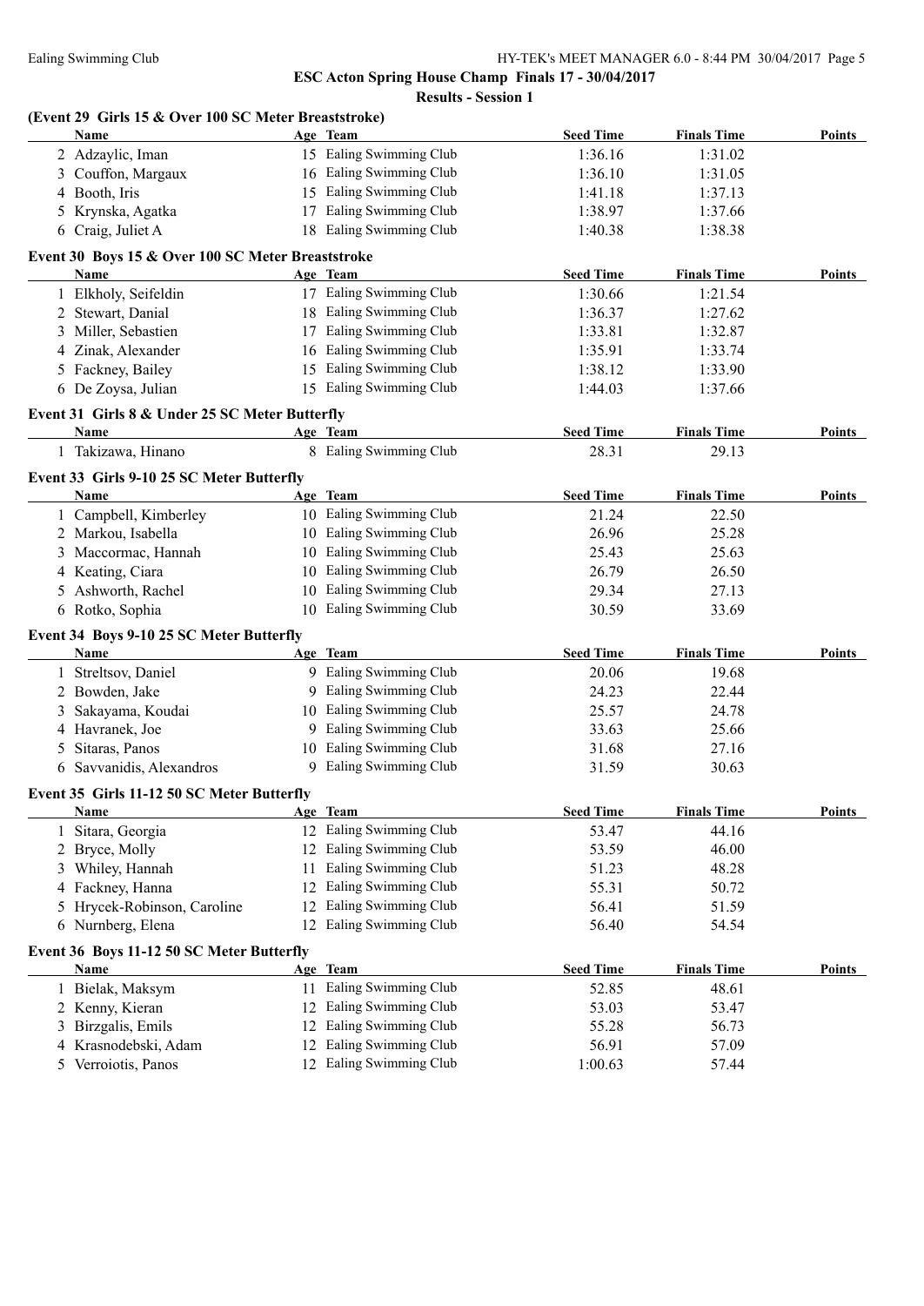**ESC Acton Spring House Champ Finals 17 - 30/04/2017**

**Results - Session 1**

### (Event 29 Girls 15 & Over 100 SC Meter Breaststroke)

| | Name | Age | Team | Seed Time | Finals Time | Points |
|---|---|---|---|---|---|---|
| 2 | Adzaylic, Iman | 15 | Ealing Swimming Club | 1:36.16 | 1:31.02 | |
| 3 | Couffon, Margaux | 16 | Ealing Swimming Club | 1:36.10 | 1:31.05 | |
| 4 | Booth, Iris | 15 | Ealing Swimming Club | 1:41.18 | 1:37.13 | |
| 5 | Krynska, Agatka | 17 | Ealing Swimming Club | 1:38.97 | 1:37.66 | |
| 6 | Craig, Juliet A | 18 | Ealing Swimming Club | 1:40.38 | 1:38.38 | |

### Event 30 Boys 15 & Over 100 SC Meter Breaststroke

| | Name | Age | Team | Seed Time | Finals Time | Points |
|---|---|---|---|---|---|---|
| 1 | Elkholy, Seifeldin | 17 | Ealing Swimming Club | 1:30.66 | 1:21.54 | |
| 2 | Stewart, Danial | 18 | Ealing Swimming Club | 1:36.37 | 1:27.62 | |
| 3 | Miller, Sebastien | 17 | Ealing Swimming Club | 1:33.81 | 1:32.87 | |
| 4 | Zinak, Alexander | 16 | Ealing Swimming Club | 1:35.91 | 1:33.74 | |
| 5 | Fackney, Bailey | 15 | Ealing Swimming Club | 1:38.12 | 1:33.90 | |
| 6 | De Zoysa, Julian | 15 | Ealing Swimming Club | 1:44.03 | 1:37.66 | |

### Event 31 Girls 8 & Under 25 SC Meter Butterfly

| | Name | Age | Team | Seed Time | Finals Time | Points |
|---|---|---|---|---|---|---|
| 1 | Takizawa, Hinano | 8 | Ealing Swimming Club | 28.31 | 29.13 | |

### Event 33 Girls 9-10 25 SC Meter Butterfly

| | Name | Age | Team | Seed Time | Finals Time | Points |
|---|---|---|---|---|---|---|
| 1 | Campbell, Kimberley | 10 | Ealing Swimming Club | 21.24 | 22.50 | |
| 2 | Markou, Isabella | 10 | Ealing Swimming Club | 26.96 | 25.28 | |
| 3 | Maccormac, Hannah | 10 | Ealing Swimming Club | 25.43 | 25.63 | |
| 4 | Keating, Ciara | 10 | Ealing Swimming Club | 26.79 | 26.50 | |
| 5 | Ashworth, Rachel | 10 | Ealing Swimming Club | 29.34 | 27.13 | |
| 6 | Rotko, Sophia | 10 | Ealing Swimming Club | 30.59 | 33.69 | |

### Event 34 Boys 9-10 25 SC Meter Butterfly

| | Name | Age | Team | Seed Time | Finals Time | Points |
|---|---|---|---|---|---|---|
| 1 | Streltsov, Daniel | 9 | Ealing Swimming Club | 20.06 | 19.68 | |
| 2 | Bowden, Jake | 9 | Ealing Swimming Club | 24.23 | 22.44 | |
| 3 | Sakayama, Koudai | 10 | Ealing Swimming Club | 25.57 | 24.78 | |
| 4 | Havranek, Joe | 9 | Ealing Swimming Club | 33.63 | 25.66 | |
| 5 | Sitaras, Panos | 10 | Ealing Swimming Club | 31.68 | 27.16 | |
| 6 | Savvanidis, Alexandros | 9 | Ealing Swimming Club | 31.59 | 30.63 | |

### Event 35 Girls 11-12 50 SC Meter Butterfly

| | Name | Age | Team | Seed Time | Finals Time | Points |
|---|---|---|---|---|---|---|
| 1 | Sitara, Georgia | 12 | Ealing Swimming Club | 53.47 | 44.16 | |
| 2 | Bryce, Molly | 12 | Ealing Swimming Club | 53.59 | 46.00 | |
| 3 | Whiley, Hannah | 11 | Ealing Swimming Club | 51.23 | 48.28 | |
| 4 | Fackney, Hanna | 12 | Ealing Swimming Club | 55.31 | 50.72 | |
| 5 | Hrycek-Robinson, Caroline | 12 | Ealing Swimming Club | 56.41 | 51.59 | |
| 6 | Nurnberg, Elena | 12 | Ealing Swimming Club | 56.40 | 54.54 | |

### Event 36 Boys 11-12 50 SC Meter Butterfly

| | Name | Age | Team | Seed Time | Finals Time | Points |
|---|---|---|---|---|---|---|
| 1 | Bielak, Maksym | 11 | Ealing Swimming Club | 52.85 | 48.61 | |
| 2 | Kenny, Kieran | 12 | Ealing Swimming Club | 53.03 | 53.47 | |
| 3 | Birzgalis, Emils | 12 | Ealing Swimming Club | 55.28 | 56.73 | |
| 4 | Krasnodebski, Adam | 12 | Ealing Swimming Club | 56.91 | 57.09 | |
| 5 | Verroiotis, Panos | 12 | Ealing Swimming Club | 1:00.63 | 57.44 | |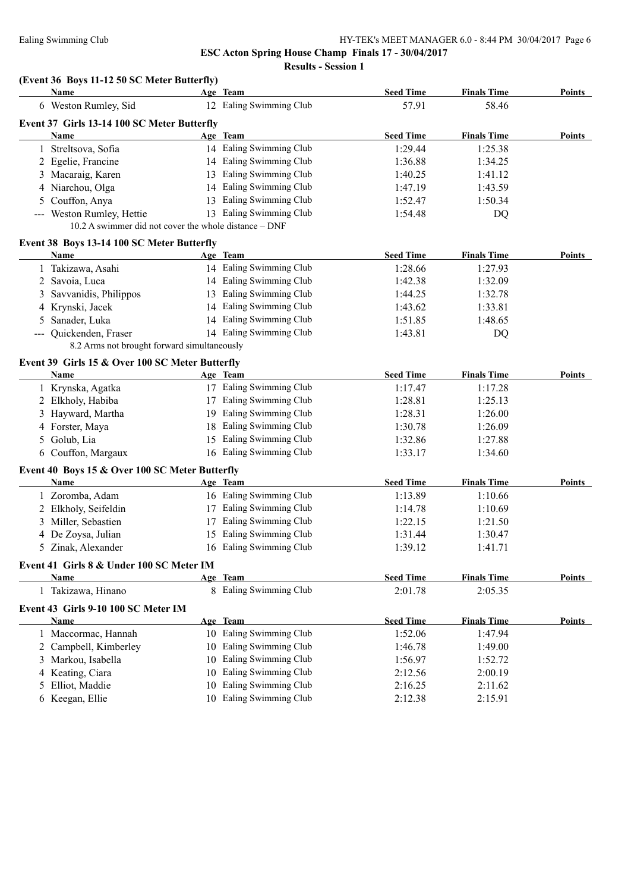ESC Acton Spring House Champ Finals 17 - 30/04/2017

**Results - Session 1**

**(Event 36 Boys 11-12 50 SC Meter Butterfly)**

| | Name | Age | Team | Seed Time | Finals Time | Points |
|---|---|---|---|---|---|---|
| 6 | Weston Rumley, Sid | 12 | Ealing Swimming Club | 57.91 | 58.46 | |

**Event 37 Girls 13-14 100 SC Meter Butterfly**

| | Name | Age | Team | Seed Time | Finals Time | Points |
|---|---|---|---|---|---|---|
| 1 | Streltsova, Sofia | 14 | Ealing Swimming Club | 1:29.44 | 1:25.38 | |
| 2 | Egelie, Francine | 14 | Ealing Swimming Club | 1:36.88 | 1:34.25 | |
| 3 | Macaraig, Karen | 13 | Ealing Swimming Club | 1:40.25 | 1:41.12 | |
| 4 | Niarchou, Olga | 14 | Ealing Swimming Club | 1:47.19 | 1:43.59 | |
| 5 | Couffon, Anya | 13 | Ealing Swimming Club | 1:52.47 | 1:50.34 | |
| --- | Weston Rumley, Hettie | 13 | Ealing Swimming Club | 1:54.48 | DQ | |

10.2 A swimmer did not cover the whole distance – DNF

**Event 38 Boys 13-14 100 SC Meter Butterfly**

| | Name | Age | Team | Seed Time | Finals Time | Points |
|---|---|---|---|---|---|---|
| 1 | Takizawa, Asahi | 14 | Ealing Swimming Club | 1:28.66 | 1:27.93 | |
| 2 | Savoia, Luca | 14 | Ealing Swimming Club | 1:42.38 | 1:32.09 | |
| 3 | Savvanidis, Philippos | 13 | Ealing Swimming Club | 1:44.25 | 1:32.78 | |
| 4 | Krynski, Jacek | 14 | Ealing Swimming Club | 1:43.62 | 1:33.81 | |
| 5 | Sanader, Luka | 14 | Ealing Swimming Club | 1:51.85 | 1:48.65 | |
| --- | Quickenden, Fraser | 14 | Ealing Swimming Club | 1:43.81 | DQ | |

8.2 Arms not brought forward simultaneously

**Event 39 Girls 15 & Over 100 SC Meter Butterfly**

| | Name | Age | Team | Seed Time | Finals Time | Points |
|---|---|---|---|---|---|---|
| 1 | Krynska, Agatka | 17 | Ealing Swimming Club | 1:17.47 | 1:17.28 | |
| 2 | Elkholy, Habiba | 17 | Ealing Swimming Club | 1:28.81 | 1:25.13 | |
| 3 | Hayward, Martha | 19 | Ealing Swimming Club | 1:28.31 | 1:26.00 | |
| 4 | Forster, Maya | 18 | Ealing Swimming Club | 1:30.78 | 1:26.09 | |
| 5 | Golub, Lia | 15 | Ealing Swimming Club | 1:32.86 | 1:27.88 | |
| 6 | Couffon, Margaux | 16 | Ealing Swimming Club | 1:33.17 | 1:34.60 | |

**Event 40 Boys 15 & Over 100 SC Meter Butterfly**

| | Name | Age | Team | Seed Time | Finals Time | Points |
|---|---|---|---|---|---|---|
| 1 | Zoromba, Adam | 16 | Ealing Swimming Club | 1:13.89 | 1:10.66 | |
| 2 | Elkholy, Seifeldin | 17 | Ealing Swimming Club | 1:14.78 | 1:10.69 | |
| 3 | Miller, Sebastien | 17 | Ealing Swimming Club | 1:22.15 | 1:21.50 | |
| 4 | De Zoysa, Julian | 15 | Ealing Swimming Club | 1:31.44 | 1:30.47 | |
| 5 | Zinak, Alexander | 16 | Ealing Swimming Club | 1:39.12 | 1:41.71 | |

**Event 41 Girls 8 & Under 100 SC Meter IM**

| | Name | Age | Team | Seed Time | Finals Time | Points |
|---|---|---|---|---|---|---|
| 1 | Takizawa, Hinano | 8 | Ealing Swimming Club | 2:01.78 | 2:05.35 | |

**Event 43 Girls 9-10 100 SC Meter IM**

| | Name | Age | Team | Seed Time | Finals Time | Points |
|---|---|---|---|---|---|---|
| 1 | Maccormac, Hannah | 10 | Ealing Swimming Club | 1:52.06 | 1:47.94 | |
| 2 | Campbell, Kimberley | 10 | Ealing Swimming Club | 1:46.78 | 1:49.00 | |
| 3 | Markou, Isabella | 10 | Ealing Swimming Club | 1:56.97 | 1:52.72 | |
| 4 | Keating, Ciara | 10 | Ealing Swimming Club | 2:12.56 | 2:00.19 | |
| 5 | Elliot, Maddie | 10 | Ealing Swimming Club | 2:16.25 | 2:11.62 | |
| 6 | Keegan, Ellie | 10 | Ealing Swimming Club | 2:12.38 | 2:15.91 | |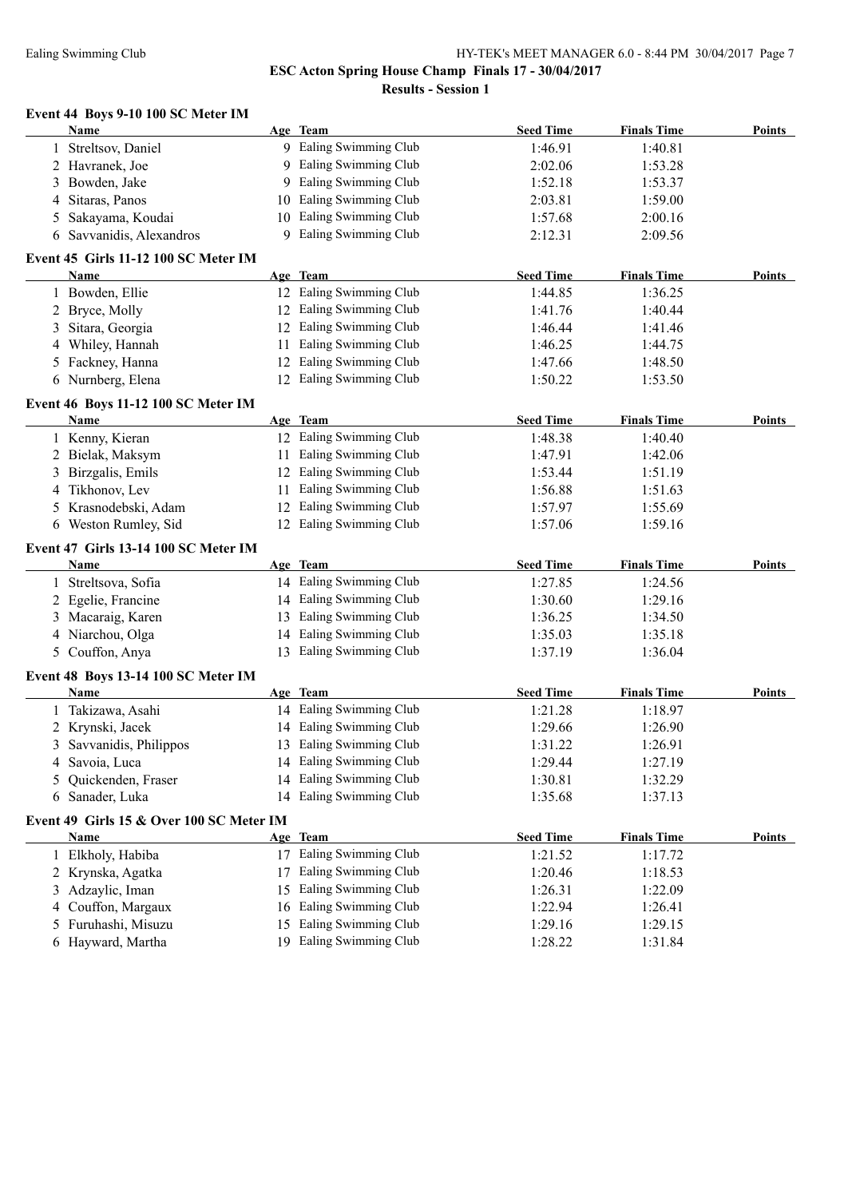# ESC Acton Spring House Champ Finals 17 - 30/04/2017

## Results - Session 1

### Event 44 Boys 9-10 100 SC Meter IM

| | Name | Age | Team | Seed Time | Finals Time | Points |
|---|---|---|---|---|---|---|
| 1 | Streltsov, Daniel | 9 | Ealing Swimming Club | 1:46.91 | 1:40.81 | |
| 2 | Havranek, Joe | 9 | Ealing Swimming Club | 2:02.06 | 1:53.28 | |
| 3 | Bowden, Jake | 9 | Ealing Swimming Club | 1:52.18 | 1:53.37 | |
| 4 | Sitaras, Panos | 10 | Ealing Swimming Club | 2:03.81 | 1:59.00 | |
| 5 | Sakayama, Koudai | 10 | Ealing Swimming Club | 1:57.68 | 2:00.16 | |
| 6 | Savvanidis, Alexandros | 9 | Ealing Swimming Club | 2:12.31 | 2:09.56 | |

### Event 45 Girls 11-12 100 SC Meter IM

| | Name | Age | Team | Seed Time | Finals Time | Points |
|---|---|---|---|---|---|---|
| 1 | Bowden, Ellie | 12 | Ealing Swimming Club | 1:44.85 | 1:36.25 | |
| 2 | Bryce, Molly | 12 | Ealing Swimming Club | 1:41.76 | 1:40.44 | |
| 3 | Sitara, Georgia | 12 | Ealing Swimming Club | 1:46.44 | 1:41.46 | |
| 4 | Whiley, Hannah | 11 | Ealing Swimming Club | 1:46.25 | 1:44.75 | |
| 5 | Fackney, Hanna | 12 | Ealing Swimming Club | 1:47.66 | 1:48.50 | |
| 6 | Nurnberg, Elena | 12 | Ealing Swimming Club | 1:50.22 | 1:53.50 | |

### Event 46 Boys 11-12 100 SC Meter IM

| | Name | Age | Team | Seed Time | Finals Time | Points |
|---|---|---|---|---|---|---|
| 1 | Kenny, Kieran | 12 | Ealing Swimming Club | 1:48.38 | 1:40.40 | |
| 2 | Bielak, Maksym | 11 | Ealing Swimming Club | 1:47.91 | 1:42.06 | |
| 3 | Birzgalis, Emils | 12 | Ealing Swimming Club | 1:53.44 | 1:51.19 | |
| 4 | Tikhonov, Lev | 11 | Ealing Swimming Club | 1:56.88 | 1:51.63 | |
| 5 | Krasnodebski, Adam | 12 | Ealing Swimming Club | 1:57.97 | 1:55.69 | |
| 6 | Weston Rumley, Sid | 12 | Ealing Swimming Club | 1:57.06 | 1:59.16 | |

### Event 47 Girls 13-14 100 SC Meter IM

| | Name | Age | Team | Seed Time | Finals Time | Points |
|---|---|---|---|---|---|---|
| 1 | Streltsova, Sofia | 14 | Ealing Swimming Club | 1:27.85 | 1:24.56 | |
| 2 | Egelie, Francine | 14 | Ealing Swimming Club | 1:30.60 | 1:29.16 | |
| 3 | Macaraig, Karen | 13 | Ealing Swimming Club | 1:36.25 | 1:34.50 | |
| 4 | Niarchou, Olga | 14 | Ealing Swimming Club | 1:35.03 | 1:35.18 | |
| 5 | Couffon, Anya | 13 | Ealing Swimming Club | 1:37.19 | 1:36.04 | |

### Event 48 Boys 13-14 100 SC Meter IM

| | Name | Age | Team | Seed Time | Finals Time | Points |
|---|---|---|---|---|---|---|
| 1 | Takizawa, Asahi | 14 | Ealing Swimming Club | 1:21.28 | 1:18.97 | |
| 2 | Krynski, Jacek | 14 | Ealing Swimming Club | 1:29.66 | 1:26.90 | |
| 3 | Savvanidis, Philippos | 13 | Ealing Swimming Club | 1:31.22 | 1:26.91 | |
| 4 | Savoia, Luca | 14 | Ealing Swimming Club | 1:29.44 | 1:27.19 | |
| 5 | Quickenden, Fraser | 14 | Ealing Swimming Club | 1:30.81 | 1:32.29 | |
| 6 | Sanader, Luka | 14 | Ealing Swimming Club | 1:35.68 | 1:37.13 | |

### Event 49 Girls 15 & Over 100 SC Meter IM

| | Name | Age | Team | Seed Time | Finals Time | Points |
|---|---|---|---|---|---|---|
| 1 | Elkholy, Habiba | 17 | Ealing Swimming Club | 1:21.52 | 1:17.72 | |
| 2 | Krynska, Agatka | 17 | Ealing Swimming Club | 1:20.46 | 1:18.53 | |
| 3 | Adzaylic, Iman | 15 | Ealing Swimming Club | 1:26.31 | 1:22.09 | |
| 4 | Couffon, Margaux | 16 | Ealing Swimming Club | 1:22.94 | 1:26.41 | |
| 5 | Furuhashi, Misuzu | 15 | Ealing Swimming Club | 1:29.16 | 1:29.15 | |
| 6 | Hayward, Martha | 19 | Ealing Swimming Club | 1:28.22 | 1:31.84 | |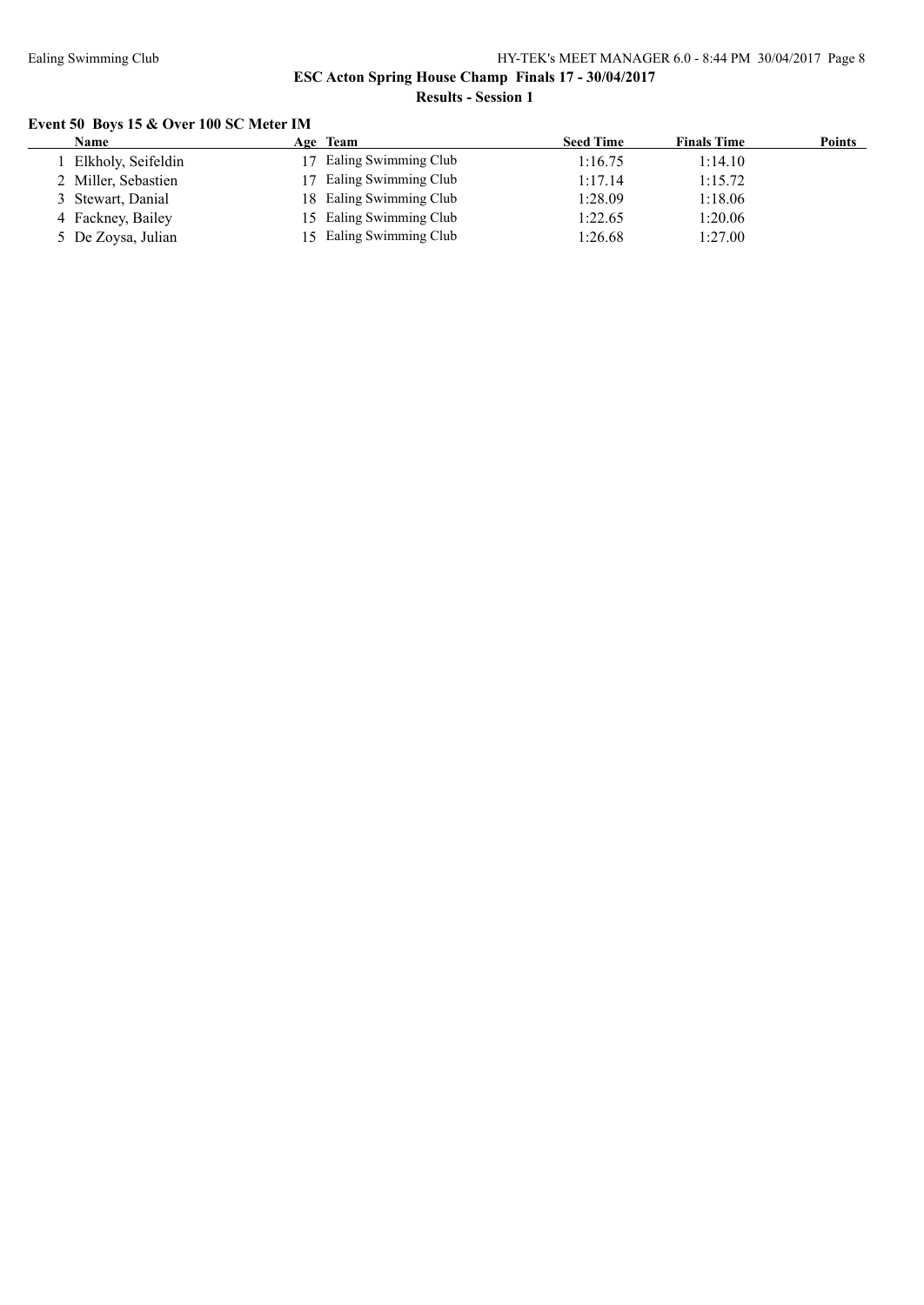### Event 50 Boys 15 & Over 100 SC Meter IM

| | Name | Age | Team | Seed Time | Finals Time | Points |
|---|---|---|---|---|---|---|
| 1 | Elkholy, Seifeldin | 17 | Ealing Swimming Club | 1:16.75 | 1:14.10 | |
| 2 | Miller, Sebastien | 17 | Ealing Swimming Club | 1:17.14 | 1:15.72 | |
| 3 | Stewart, Danial | 18 | Ealing Swimming Club | 1:28.09 | 1:18.06 | |
| 4 | Fackney, Bailey | 15 | Ealing Swimming Club | 1:22.65 | 1:20.06 | |
| 5 | De Zoysa, Julian | 15 | Ealing Swimming Club | 1:26.68 | 1:27.00 | |